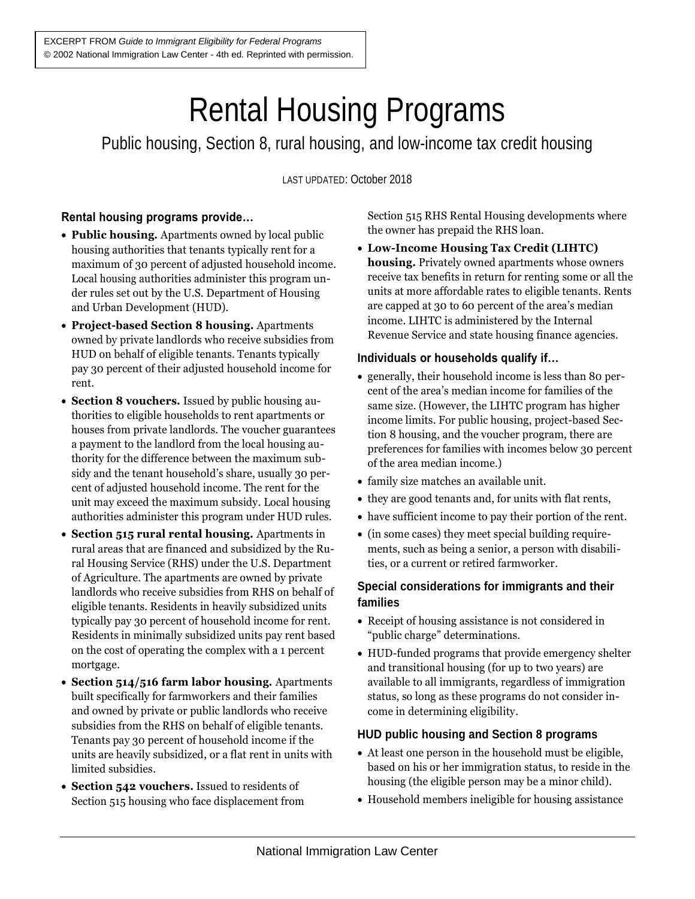EXCERPT FROM *Guide to Immigrant Eligibility for Federal Programs*
© 2002 National Immigration Law Center - 4th ed. Reprinted with permission.

# Rental Housing Programs

## Public housing, Section 8, rural housing, and low-income tax credit housing

LAST UPDATED: October 2018

### Rental housing programs provide…

- **Public housing.** Apartments owned by local public housing authorities that tenants typically rent for a maximum of 30 percent of adjusted household income. Local housing authorities administer this program under rules set out by the U.S. Department of Housing and Urban Development (HUD).
- **Project-based Section 8 housing.** Apartments owned by private landlords who receive subsidies from HUD on behalf of eligible tenants. Tenants typically pay 30 percent of their adjusted household income for rent.
- **Section 8 vouchers.** Issued by public housing authorities to eligible households to rent apartments or houses from private landlords. The voucher guarantees a payment to the landlord from the local housing authority for the difference between the maximum subsidy and the tenant household's share, usually 30 percent of adjusted household income. The rent for the unit may exceed the maximum subsidy. Local housing authorities administer this program under HUD rules.
- **Section 515 rural rental housing.** Apartments in rural areas that are financed and subsidized by the Rural Housing Service (RHS) under the U.S. Department of Agriculture. The apartments are owned by private landlords who receive subsidies from RHS on behalf of eligible tenants. Residents in heavily subsidized units typically pay 30 percent of household income for rent. Residents in minimally subsidized units pay rent based on the cost of operating the complex with a 1 percent mortgage.
- **Section 514/516 farm labor housing.** Apartments built specifically for farmworkers and their families and owned by private or public landlords who receive subsidies from the RHS on behalf of eligible tenants. Tenants pay 30 percent of household income if the units are heavily subsidized, or a flat rent in units with limited subsidies.
- **Section 542 vouchers.** Issued to residents of Section 515 housing who face displacement from Section 515 RHS Rental Housing developments where the owner has prepaid the RHS loan.
- **Low-Income Housing Tax Credit (LIHTC) housing.** Privately owned apartments whose owners receive tax benefits in return for renting some or all the units at more affordable rates to eligible tenants. Rents are capped at 30 to 60 percent of the area's median income. LIHTC is administered by the Internal Revenue Service and state housing finance agencies.

### Individuals or households qualify if…

- generally, their household income is less than 80 percent of the area's median income for families of the same size. (However, the LIHTC program has higher income limits. For public housing, project-based Section 8 housing, and the voucher program, there are preferences for families with incomes below 30 percent of the area median income.)
- family size matches an available unit.
- they are good tenants and, for units with flat rents,
- have sufficient income to pay their portion of the rent.
- (in some cases) they meet special building requirements, such as being a senior, a person with disabilities, or a current or retired farmworker.

### Special considerations for immigrants and their families

- Receipt of housing assistance is not considered in "public charge" determinations.
- HUD-funded programs that provide emergency shelter and transitional housing (for up to two years) are available to all immigrants, regardless of immigration status, so long as these programs do not consider income in determining eligibility.

### HUD public housing and Section 8 programs

- At least one person in the household must be eligible, based on his or her immigration status, to reside in the housing (the eligible person may be a minor child).
- Household members ineligible for housing assistance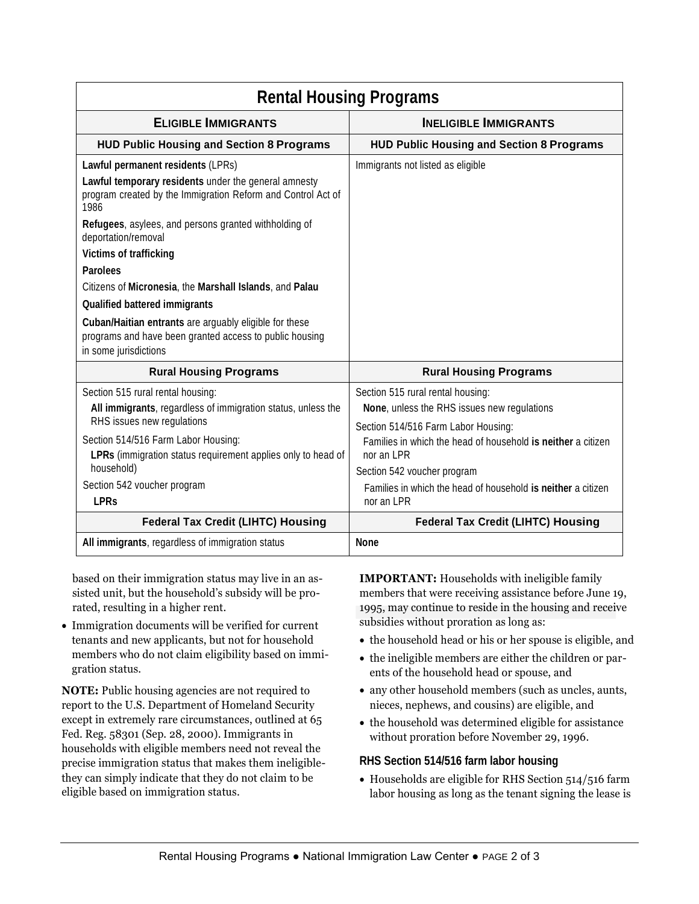| **Rental Housing Programs** | |
| --- | --- |
| **ELIGIBLE IMMIGRANTS** | **INELIGIBLE IMMIGRANTS** |
| **HUD Public Housing and Section 8 Programs** | **HUD Public Housing and Section 8 Programs** |
| **Lawful permanent residents** (LPRs)<br>**Lawful temporary residents** under the general amnesty program created by the Immigration Reform and Control Act of 1986<br>**Refugees**, asylees, and persons granted withholding of deportation/removal<br>**Victims of trafficking**<br>**Parolees**<br>Citizens of **Micronesia**, the **Marshall Islands**, and **Palau**<br>**Qualified battered immigrants**<br>**Cuban/Haitian entrants** are arguably eligible for these programs and have been granted access to public housing in some jurisdictions | Immigrants not listed as eligible |
| **Rural Housing Programs** | **Rural Housing Programs** |
| Section 515 rural rental housing:<br>**All immigrants**, regardless of immigration status, unless the RHS issues new regulations<br>Section 514/516 Farm Labor Housing:<br>**LPRs** (immigration status requirement applies only to head of household)<br>Section 542 voucher program<br>**LPRs** | Section 515 rural rental housing:<br>**None**, unless the RHS issues new regulations<br>Section 514/516 Farm Labor Housing:<br>Families in which the head of household **is neither** a citizen nor an LPR<br>Section 542 voucher program<br>Families in which the head of household **is neither** a citizen nor an LPR |
| **Federal Tax Credit (LIHTC) Housing** | **Federal Tax Credit (LIHTC) Housing** |
| **All immigrants**, regardless of immigration status | **None** |

based on their immigration status may live in an assisted unit, but the household's subsidy will be prorated, resulting in a higher rent.

- Immigration documents will be verified for current tenants and new applicants, but not for household members who do not claim eligibility based on immigration status.

**NOTE:** Public housing agencies are not required to report to the U.S. Department of Homeland Security except in extremely rare circumstances, outlined at 65 Fed. Reg. 58301 (Sep. 28, 2000). Immigrants in households with eligible members need not reveal the precise immigration status that makes them ineligible-they can simply indicate that they do not claim to be eligible based on immigration status.

**IMPORTANT:** Households with ineligible family members that were receiving assistance before June 19, 1995, may continue to reside in the housing and receive subsidies without proration as long as:

- the household head or his or her spouse is eligible, and
- the ineligible members are either the children or parents of the household head or spouse, and
- any other household members (such as uncles, aunts, nieces, nephews, and cousins) are eligible, and
- the household was determined eligible for assistance without proration before November 29, 1996.

### RHS Section 514/516 farm labor housing

- Households are eligible for RHS Section 514/516 farm labor housing as long as the tenant signing the lease is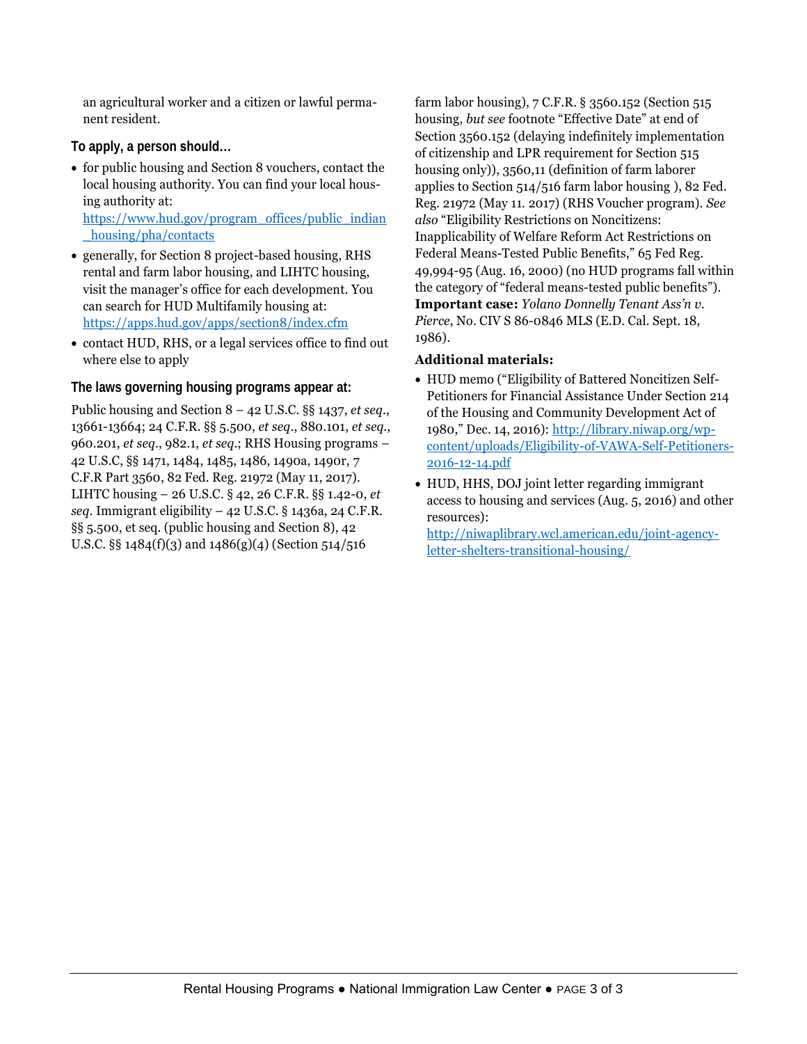an agricultural worker and a citizen or lawful permanent resident.

### To apply, a person should…

- for public housing and Section 8 vouchers, contact the local housing authority. You can find your local housing authority at: [https://www.hud.gov/program_offices/public_indian_housing/pha/contacts](https://www.hud.gov/program_offices/public_indian_housing/pha/contacts)
- generally, for Section 8 project-based housing, RHS rental and farm labor housing, and LIHTC housing, visit the manager's office for each development. You can search for HUD Multifamily housing at: [https://apps.hud.gov/apps/section8/index.cfm](https://apps.hud.gov/apps/section8/index.cfm)
- contact HUD, RHS, or a legal services office to find out where else to apply

### The laws governing housing programs appear at:

Public housing and Section 8 – 42 U.S.C. §§ 1437, *et seq*., 13661-13664; 24 C.F.R. §§ 5.500, *et seq*., 880.101, *et seq*., 960.201, *et seq*., 982.1, *et seq*.; RHS Housing programs – 42 U.S.C, §§ 1471, 1484, 1485, 1486, 1490a, 1490r, 7 C.F.R Part 3560, 82 Fed. Reg. 21972 (May 11, 2017). LIHTC housing – 26 U.S.C. § 42, 26 C.F.R. §§ 1.42-0, *et seq*. Immigrant eligibility – 42 U.S.C. § 1436a, 24 C.F.R. §§ 5.500, et seq. (public housing and Section 8), 42 U.S.C. §§ 1484(f)(3) and 1486(g)(4) (Section 514/516 farm labor housing), 7 C.F.R. § 3560.152 (Section 515 housing, *but see* footnote "Effective Date" at end of Section 3560.152 (delaying indefinitely implementation of citizenship and LPR requirement for Section 515 housing only)), 3560,11 (definition of farm laborer applies to Section 514/516 farm labor housing ), 82 Fed. Reg. 21972 (May 11. 2017) (RHS Voucher program). *See also* "Eligibility Restrictions on Noncitizens: Inapplicability of Welfare Reform Act Restrictions on Federal Means-Tested Public Benefits," 65 Fed Reg. 49,994-95 (Aug. 16, 2000) (no HUD programs fall within the category of "federal means-tested public benefits"). **Important case:** *Yolano Donnelly Tenant Ass'n v. Pierce*, No. CIV S 86-0846 MLS (E.D. Cal. Sept. 18, 1986).

### Additional materials:

- HUD memo ("Eligibility of Battered Noncitizen Self-Petitioners for Financial Assistance Under Section 214 of the Housing and Community Development Act of 1980," Dec. 14, 2016): [http://library.niwap.org/wp-content/uploads/Eligibility-of-VAWA-Self-Petitioners-2016-12-14.pdf](http://library.niwap.org/wp-content/uploads/Eligibility-of-VAWA-Self-Petitioners-2016-12-14.pdf)
- HUD, HHS, DOJ joint letter regarding immigrant access to housing and services (Aug. 5, 2016) and other resources): [http://niwaplibrary.wcl.american.edu/joint-agency-letter-shelters-transitional-housing/](http://niwaplibrary.wcl.american.edu/joint-agency-letter-shelters-transitional-housing/)